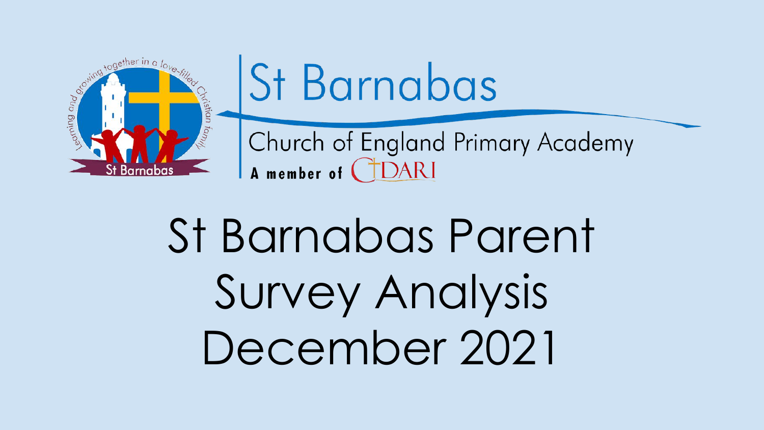St Barnabas

Church of England Primary Academy

A member of DARI

# St Barnabas Parent Survey Analysis December 2021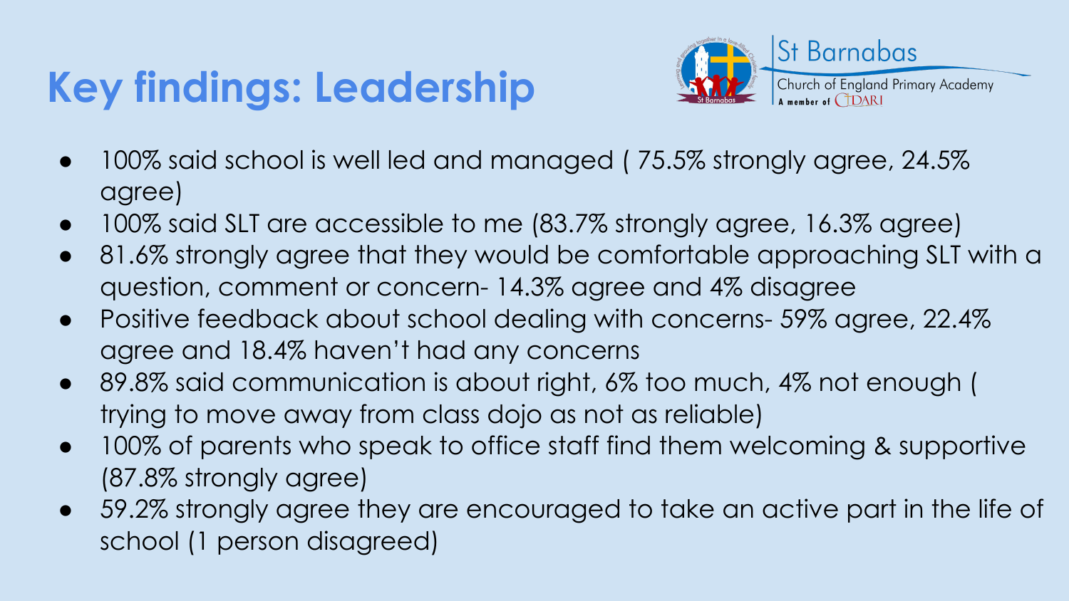# Key findings: Leadership

St Barnabas
Church of England Primary Academy
A member of CIDARI

- 100% said school is well led and managed ( 75.5% strongly agree, 24.5% agree)
- 100% said SLT are accessible to me (83.7% strongly agree, 16.3% agree)
- 81.6% strongly agree that they would be comfortable approaching SLT with a question, comment or concern- 14.3% agree and 4% disagree
- Positive feedback about school dealing with concerns- 59% agree, 22.4% agree and 18.4% haven't had any concerns
- 89.8% said communication is about right, 6% too much, 4% not enough ( trying to move away from class dojo as not as reliable)
- 100% of parents who speak to office staff find them welcoming & supportive (87.8% strongly agree)
- 59.2% strongly agree they are encouraged to take an active part in the life of school (1 person disagreed)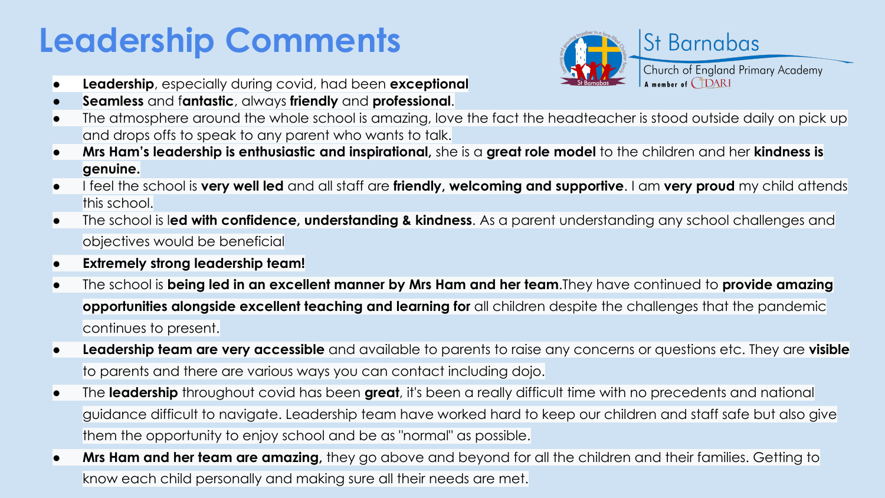# Leadership Comments

St Barnabas
Church of England Primary Academy
A member of CIDARI

- **Leadership**, especially during covid, had been **exceptional**
- **Seamless** and f**antastic**, always **friendly** and **professional**.
- The atmosphere around the whole school is amazing, love the fact the headteacher is stood outside daily on pick up and drops offs to speak to any parent who wants to talk.
- **Mrs Ham's leadership is enthusiastic and inspirational,** she is a **great role model** to the children and her **kindness is genuine.**
- I feel the school is **very well led** and all staff are **friendly, welcoming and supportive**. I am **very proud** my child attends this school.
- The school is l**ed with confidence, understanding & kindness**. As a parent understanding any school challenges and objectives would be beneficial
- **Extremely strong leadership team!**
- The school is **being led in an excellent manner by Mrs Ham and her team**.They have continued to **provide amazing opportunities alongside excellent teaching and learning for** all children despite the challenges that the pandemic continues to present.
- **Leadership team are very accessible** and available to parents to raise any concerns or questions etc. They are **visible** to parents and there are various ways you can contact including dojo.
- The **leadership** throughout covid has been **great**, it's been a really difficult time with no precedents and national guidance difficult to navigate. Leadership team have worked hard to keep our children and staff safe but also give them the opportunity to enjoy school and be as "normal" as possible.
- **Mrs Ham and her team are amazing,** they go above and beyond for all the children and their families. Getting to know each child personally and making sure all their needs are met.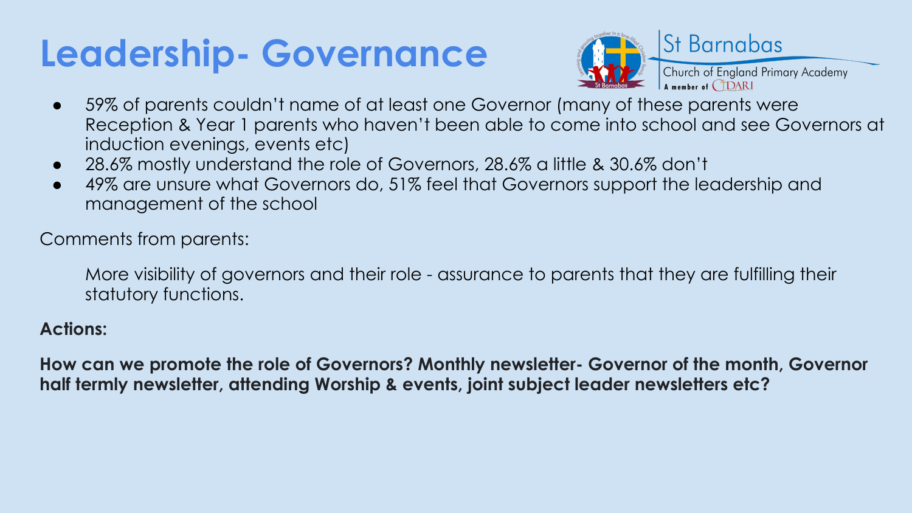# Leadership- Governance

St Barnabas

Church of England Primary Academy

A member of CIDARI

- 59% of parents couldn't name of at least one Governor (many of these parents were Reception & Year 1 parents who haven't been able to come into school and see Governors at induction evenings, events etc)
- 28.6% mostly understand the role of Governors, 28.6% a little & 30.6% don't
- 49% are unsure what Governors do, 51% feel that Governors support the leadership and management of the school

Comments from parents:

> More visibility of governors and their role - assurance to parents that they are fulfilling their statutory functions.

**Actions:**

**How can we promote the role of Governors? Monthly newsletter- Governor of the month, Governor half termly newsletter, attending Worship & events, joint subject leader newsletters etc?**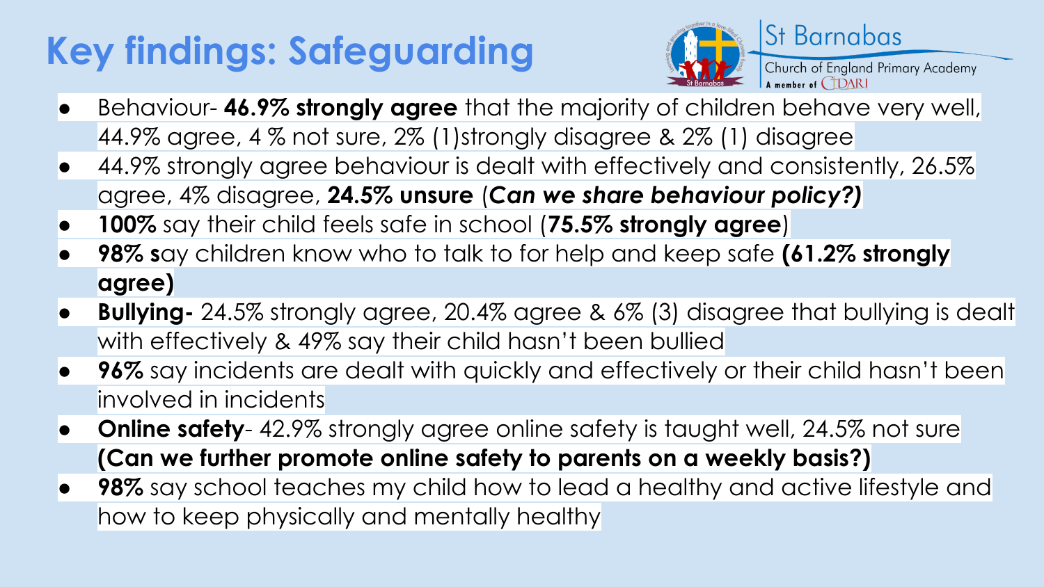# Key findings: Safeguarding

St Barnabas
Church of England Primary Academy
A member of CIDARI

- Behaviour- **46.9% strongly agree** that the majority of children behave very well, 44.9% agree, 4 % not sure, 2% (1)strongly disagree & 2% (1) disagree
- 44.9% strongly agree behaviour is dealt with effectively and consistently, 26.5% agree, 4% disagree, **24.5% unsure** (***Can we share behaviour policy?)***
- **100%** say their child feels safe in school (**75.5% strongly agree**)
- **98% s**ay children know who to talk to for help and keep safe **(61.2% strongly agree)**
- **Bullying-** 24.5% strongly agree, 20.4% agree & 6% (3) disagree that bullying is dealt with effectively & 49% say their child hasn't been bullied
- **96%** say incidents are dealt with quickly and effectively or their child hasn't been involved in incidents
- **Online safety**- 42.9% strongly agree online safety is taught well, 24.5% not sure **(Can we further promote online safety to parents on a weekly basis?)**
- **98%** say school teaches my child how to lead a healthy and active lifestyle and how to keep physically and mentally healthy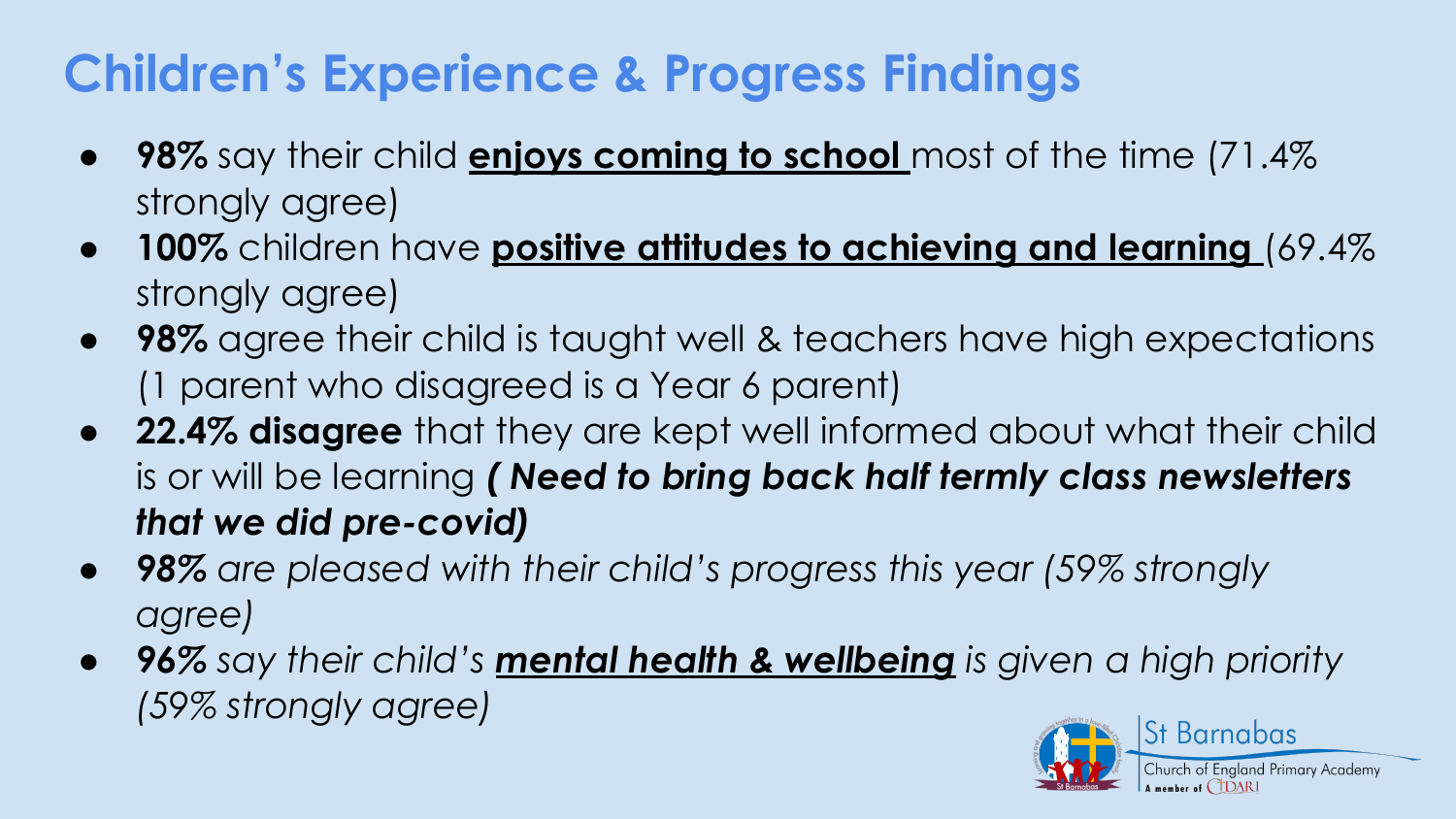# Children's Experience & Progress Findings

- **98%** say their child **enjoys coming to school** most of the time (71.4% strongly agree)
- **100%** children have **positive attitudes to achieving and learning** (69.4% strongly agree)
- **98%** agree their child is taught well & teachers have high expectations (1 parent who disagreed is a Year 6 parent)
- **22.4% disagree** that they are kept well informed about what their child is or will be learning ***( Need to bring back half termly class newsletters that we did pre-covid)***
- ***98%*** *are pleased with their child's progress this year (59% strongly agree)*
- ***96%*** *say their child's* ***mental health & wellbeing*** *is given a high priority (59% strongly agree)*

St Barnabas
Church of England Primary Academy
A member of CIDARI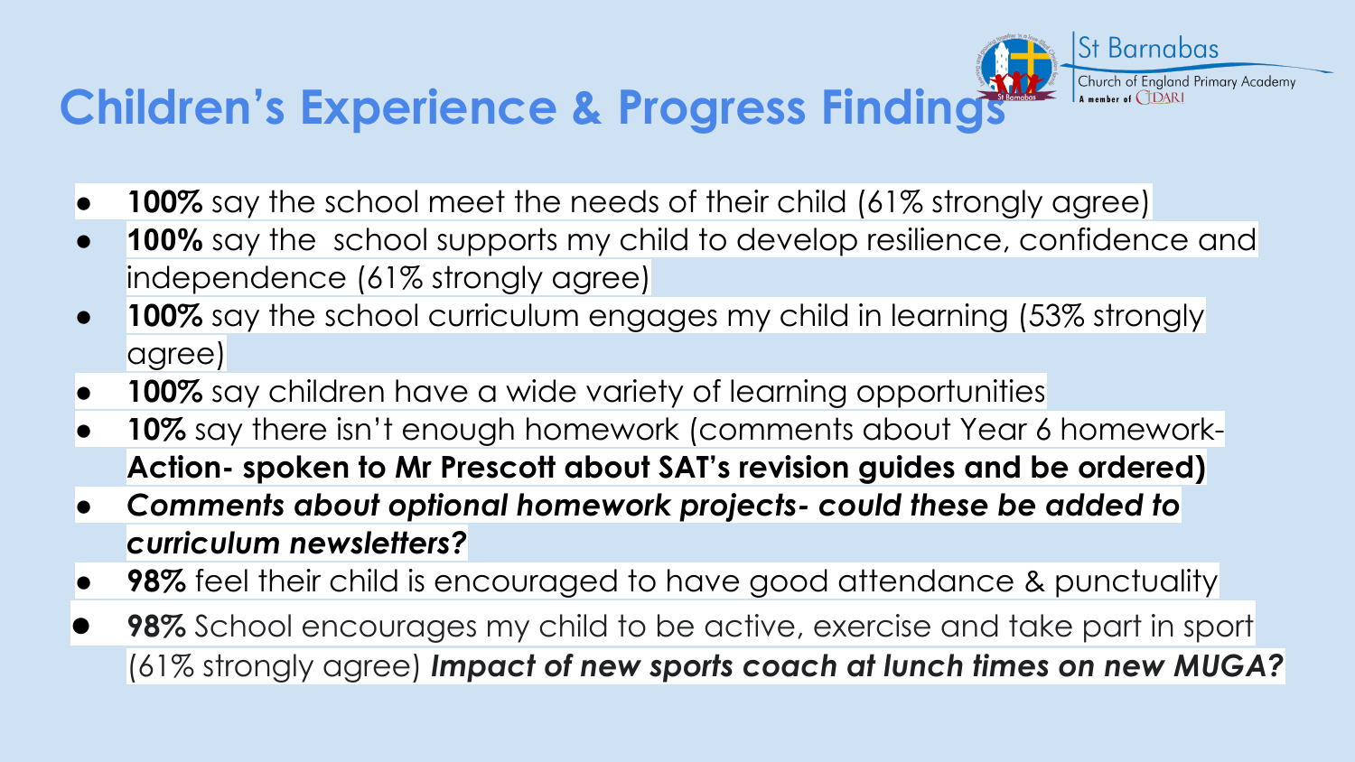# Children's Experience & Progress Findings

- **100%** say the school meet the needs of their child (61% strongly agree)
- **100%** say the school supports my child to develop resilience, confidence and independence (61% strongly agree)
- **100%** say the school curriculum engages my child in learning (53% strongly agree)
- **100%** say children have a wide variety of learning opportunities
- **10%** say there isn't enough homework (comments about Year 6 homework- **Action- spoken to Mr Prescott about SAT's revision guides and be ordered)**
- ***Comments about optional homework projects- could these be added to curriculum newsletters?***
- **98%** feel their child is encouraged to have good attendance & punctuality
- **98%** School encourages my child to be active, exercise and take part in sport (61% strongly agree) ***Impact of new sports coach at lunch times on new MUGA?***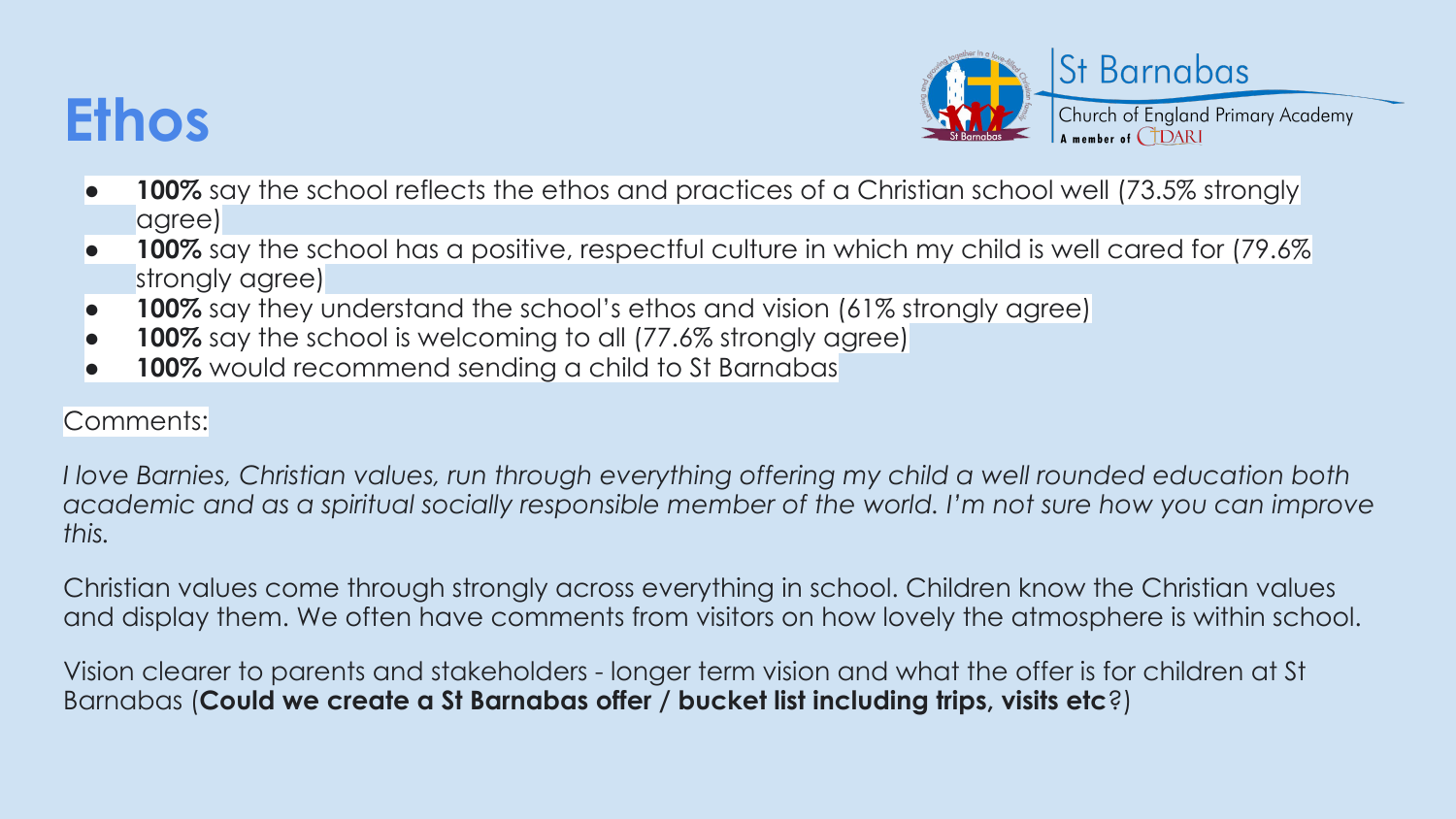# Ethos

St Barnabas
Church of England Primary Academy
A member of CIDARI

- **100%** say the school reflects the ethos and practices of a Christian school well (73.5% strongly agree)
- **100%** say the school has a positive, respectful culture in which my child is well cared for (79.6% strongly agree)
- **100%** say they understand the school's ethos and vision (61% strongly agree)
- **100%** say the school is welcoming to all (77.6% strongly agree)
- **100%** would recommend sending a child to St Barnabas

Comments:

*I love Barnies, Christian values, run through everything offering my child a well rounded education both academic and as a spiritual socially responsible member of the world. I'm not sure how you can improve this.*

Christian values come through strongly across everything in school. Children know the Christian values and display them. We often have comments from visitors on how lovely the atmosphere is within school.

Vision clearer to parents and stakeholders - longer term vision and what the offer is for children at St Barnabas (**Could we create a St Barnabas offer / bucket list including trips, visits etc**?)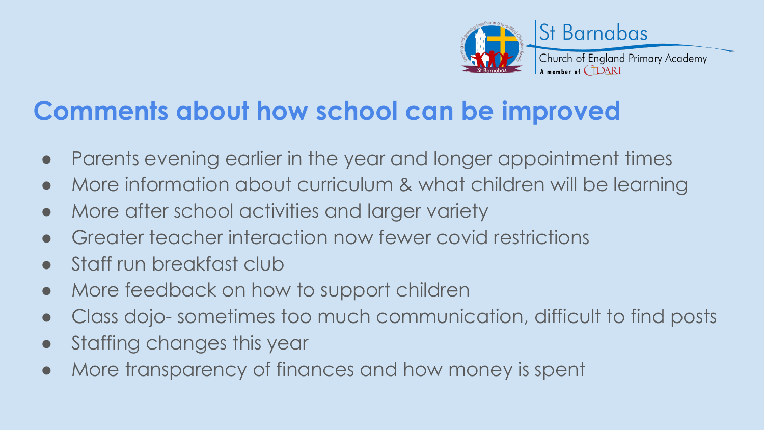St Barnabas
Church of England Primary Academy
A member of CIDARI

## Comments about how school can be improved

- Parents evening earlier in the year and longer appointment times
- More information about curriculum & what children will be learning
- More after school activities and larger variety
- Greater teacher interaction now fewer covid restrictions
- Staff run breakfast club
- More feedback on how to support children
- Class dojo- sometimes too much communication, difficult to find posts
- Staffing changes this year
- More transparency of finances and how money is spent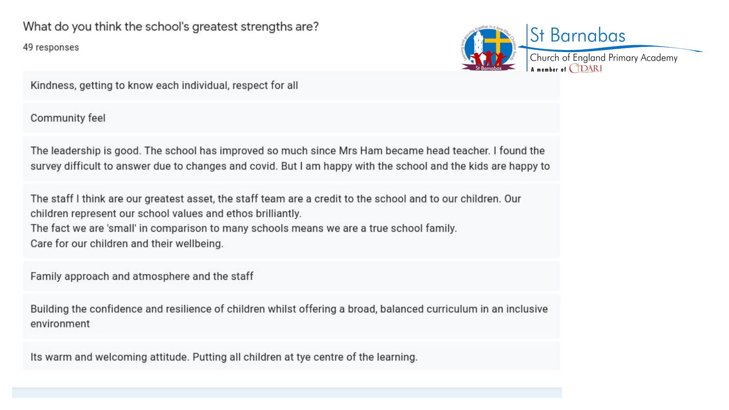## What do you think the school's greatest strengths are?

49 responses

St Barnabas
Church of England Primary Academy
A member of CIDARI

Kindness, getting to know each individual, respect for all

Community feel

The leadership is good. The school has improved so much since Mrs Ham became head teacher. I found the survey difficult to answer due to changes and covid. But I am happy with the school and the kids are happy to

The staff I think are our greatest asset, the staff team are a credit to the school and to our children. Our children represent our school values and ethos brilliantly.
The fact we are 'small' in comparison to many schools means we are a true school family.
Care for our children and their wellbeing.

Family approach and atmosphere and the staff

Building the confidence and resilience of children whilst offering a broad, balanced curriculum in an inclusive environment

Its warm and welcoming attitude. Putting all children at tye centre of the learning.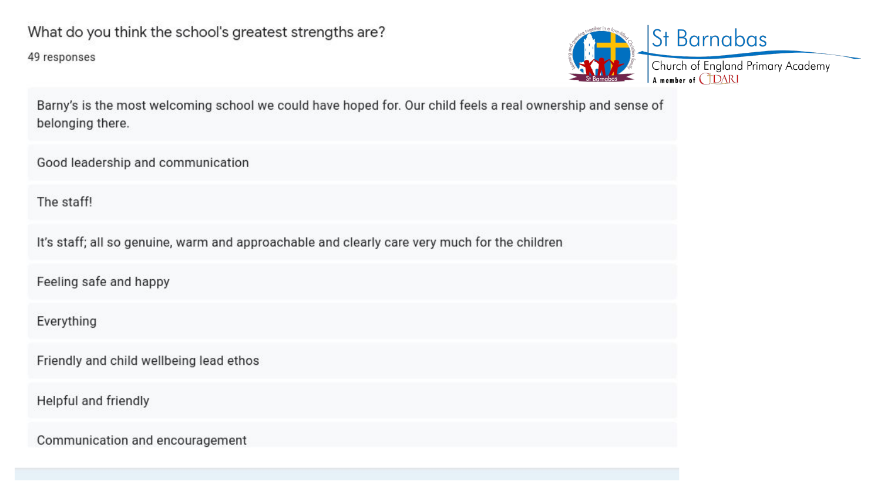## What do you think the school's greatest strengths are?

49 responses

St Barnabas Church of England Primary Academy

Barny's is the most welcoming school we could have hoped for. Our child feels a real ownership and sense of belonging there.

Good leadership and communication

The staff!

It's staff; all so genuine, warm and approachable and clearly care very much for the children

Feeling safe and happy

Everything

Friendly and child wellbeing lead ethos

Helpful and friendly

Communication and encouragement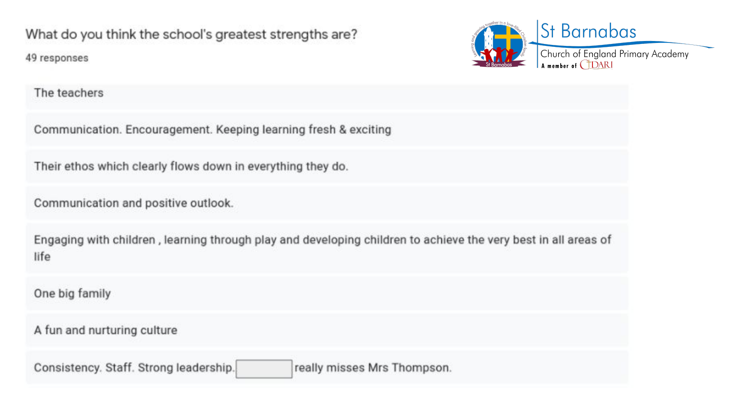## What do you think the school's greatest strengths are?

49 responses

St Barnabas
Church of England Primary Academy
A member of CIDARI

- The teachers
- Communication. Encouragement. Keeping learning fresh & exciting
- Their ethos which clearly flows down in everything they do.
- Communication and positive outlook.
- Engaging with children , learning through play and developing children to achieve the very best in all areas of life
- One big family
- A fun and nurturing culture
- Consistency. Staff. Strong leadership. [ ] really misses Mrs Thompson.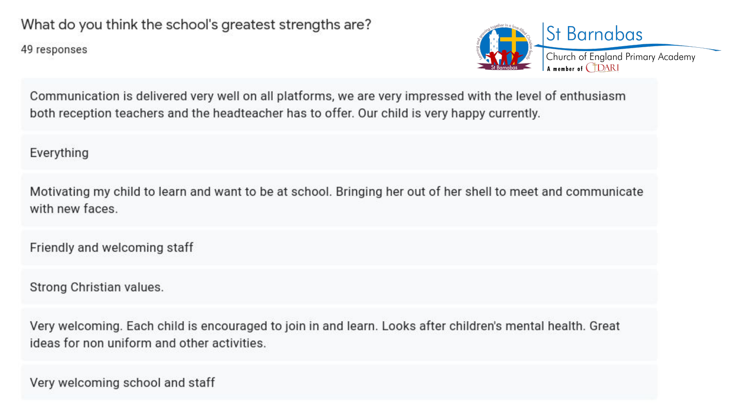## What do you think the school's greatest strengths are?

49 responses

St Barnabas
Church of England Primary Academy
A member of CIDARI

Communication is delivered very well on all platforms, we are very impressed with the level of enthusiasm both reception teachers and the headteacher has to offer. Our child is very happy currently.

Everything

Motivating my child to learn and want to be at school. Bringing her out of her shell to meet and communicate with new faces.

Friendly and welcoming staff

Strong Christian values.

Very welcoming. Each child is encouraged to join in and learn. Looks after children's mental health. Great ideas for non uniform and other activities.

Very welcoming school and staff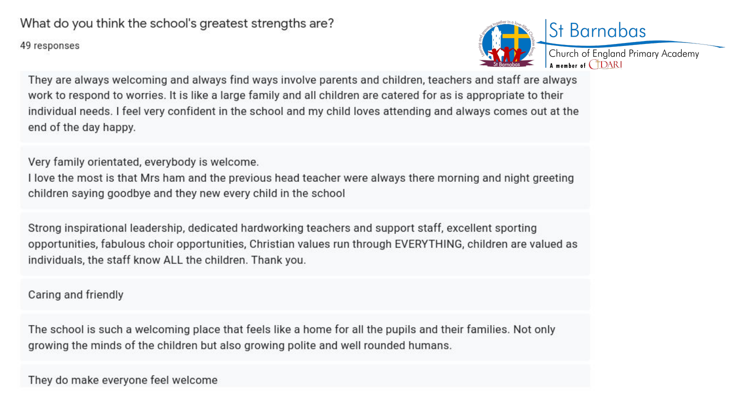## What do you think the school's greatest strengths are?

49 responses

St Barnabas
Church of England Primary Academy
A member of CIDARI

They are always welcoming and always find ways involve parents and children, teachers and staff are always work to respond to worries. It is like a large family and all children are catered for as is appropriate to their individual needs. I feel very confident in the school and my child loves attending and always comes out at the end of the day happy.

Very family orientated, everybody is welcome.
I love the most is that Mrs ham and the previous head teacher were always there morning and night greeting children saying goodbye and they new every child in the school

Strong inspirational leadership, dedicated hardworking teachers and support staff, excellent sporting opportunities, fabulous choir opportunities, Christian values run through EVERYTHING, children are valued as individuals, the staff know ALL the children. Thank you.

Caring and friendly

The school is such a welcoming place that feels like a home for all the pupils and their families. Not only growing the minds of the children but also growing polite and well rounded humans.

They do make everyone feel welcome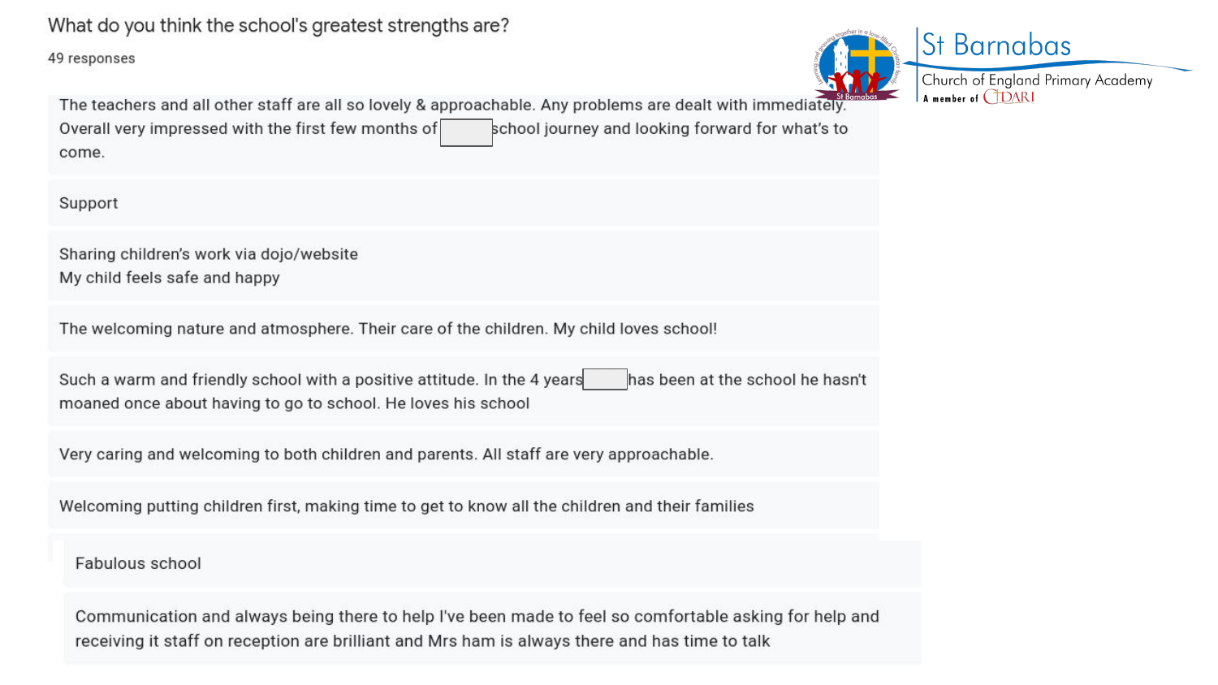## What do you think the school's greatest strengths are?

49 responses

St Barnabas Church of England Primary Academy
A member of CIDARI

The teachers and all other staff are all so lovely & approachable. Any problems are dealt with immediately. Overall very impressed with the first few months of [redacted] school journey and looking forward for what's to come.

Support

Sharing children's work via dojo/website
My child feels safe and happy

The welcoming nature and atmosphere. Their care of the children. My child loves school!

Such a warm and friendly school with a positive attitude. In the 4 years [redacted] has been at the school he hasn't moaned once about having to go to school. He loves his school

Very caring and welcoming to both children and parents. All staff are very approachable.

Welcoming putting children first, making time to get to know all the children and their families

Fabulous school

Communication and always being there to help I've been made to feel so comfortable asking for help and receiving it staff on reception are brilliant and Mrs ham is always there and has time to talk